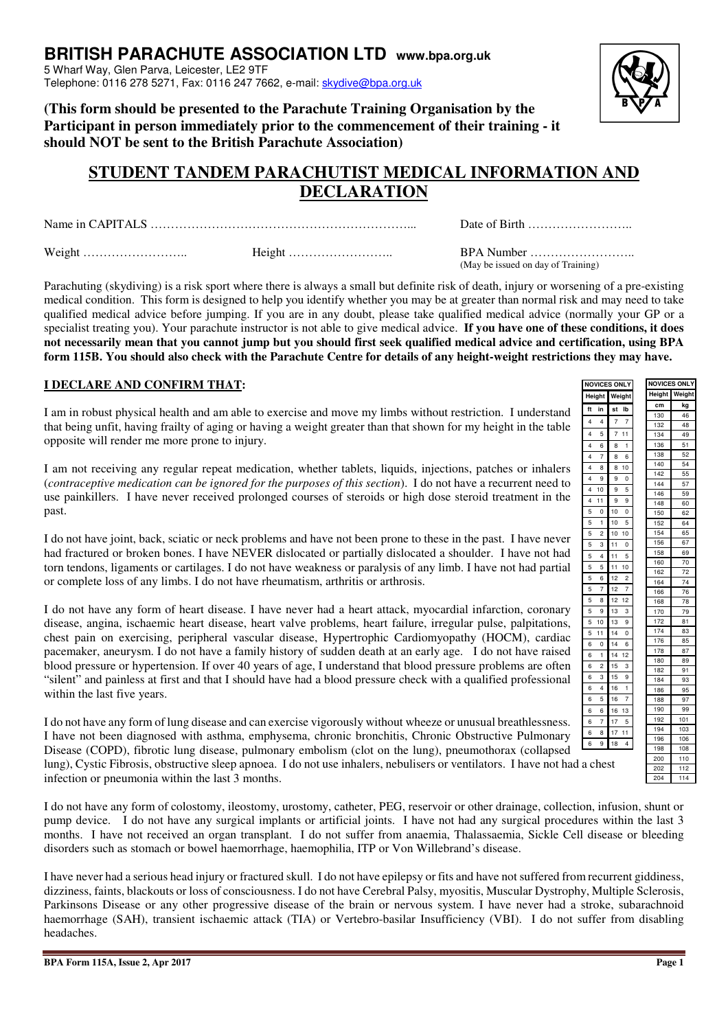# BRITISH PARACHUTE ASSOCIATION LTD www.bpa.org.uk

5 Wharf Way, Glen Parva, Leicester, LE2 9TF
Telephone: 0116 278 5271, Fax: 0116 247 7662, e-mail: skydive@bpa.org.uk

**(This form should be presented to the Parachute Training Organisation by the Participant in person immediately prior to the commencement of their training - it should NOT be sent to the British Parachute Association)**

## STUDENT TANDEM PARACHUTIST MEDICAL INFORMATION AND DECLARATION

Name in CAPITALS ………………………………………………………... Date of Birth ……………………..

Weight …………………….. Height …………………….. BPA Number ……………………..
(May be issued on day of Training)

Parachuting (skydiving) is a risk sport where there is always a small but definite risk of death, injury or worsening of a pre-existing medical condition. This form is designed to help you identify whether you may be at greater than normal risk and may need to take qualified medical advice before jumping. If you are in any doubt, please take qualified medical advice (normally your GP or a specialist treating you). Your parachute instructor is not able to give medical advice. **If you have one of these conditions, it does not necessarily mean that you cannot jump but you should first seek qualified medical advice and certification, using BPA form 115B. You should also check with the Parachute Centre for details of any height-weight restrictions they may have.**

### I DECLARE AND CONFIRM THAT:

I am in robust physical health and am able to exercise and move my limbs without restriction. I understand that being unfit, having frailty of aging or having a weight greater than that shown for my height in the table opposite will render me more prone to injury.

| NOVICES ONLY | | | |
|---|---|---|---|
| Height | | Weight | |
| ft | in | st | lb |
| 4 | 4 | 7 | 7 |
| 4 | 5 | 7 | 11 |
| 4 | 6 | 8 | 1 |
| 4 | 7 | 8 | 6 |
| 4 | 8 | 8 | 10 |
| 4 | 9 | 9 | 0 |
| 4 | 10 | 9 | 5 |
| 4 | 11 | 9 | 9 |
| 5 | 0 | 10 | 0 |
| 5 | 1 | 10 | 5 |
| 5 | 2 | 10 | 10 |
| 5 | 3 | 11 | 0 |
| 5 | 4 | 11 | 5 |
| 5 | 5 | 11 | 10 |
| 5 | 6 | 12 | 2 |
| 5 | 7 | 12 | 7 |
| 5 | 8 | 12 | 12 |
| 5 | 9 | 13 | 3 |
| 5 | 10 | 13 | 9 |
| 5 | 11 | 14 | 0 |
| 6 | 0 | 14 | 6 |
| 6 | 1 | 14 | 12 |
| 6 | 2 | 15 | 3 |
| 6 | 3 | 15 | 9 |
| 6 | 4 | 16 | 1 |
| 6 | 5 | 16 | 7 |
| 6 | 6 | 16 | 13 |
| 6 | 7 | 17 | 5 |
| 6 | 8 | 17 | 11 |
| 6 | 9 | 18 | 4 |

| NOVICES ONLY | |
|---|---|
| Height | Weight |
| cm | kg |
| 130 | 46 |
| 132 | 48 |
| 134 | 49 |
| 136 | 51 |
| 138 | 52 |
| 140 | 54 |
| 142 | 55 |
| 144 | 57 |
| 146 | 59 |
| 148 | 60 |
| 150 | 62 |
| 152 | 64 |
| 154 | 65 |
| 156 | 67 |
| 158 | 69 |
| 160 | 70 |
| 162 | 72 |
| 164 | 74 |
| 166 | 76 |
| 168 | 78 |
| 170 | 79 |
| 172 | 81 |
| 174 | 83 |
| 176 | 85 |
| 178 | 87 |
| 180 | 89 |
| 182 | 91 |
| 184 | 93 |
| 186 | 95 |
| 188 | 97 |
| 190 | 99 |
| 192 | 101 |
| 194 | 103 |
| 196 | 106 |
| 198 | 108 |
| 200 | 110 |
| 202 | 112 |
| 204 | 114 |

I am not receiving any regular repeat medication, whether tablets, liquids, injections, patches or inhalers (*contraceptive medication can be ignored for the purposes of this section*). I do not have a recurrent need to use painkillers. I have never received prolonged courses of steroids or high dose steroid treatment in the past.

I do not have joint, back, sciatic or neck problems and have not been prone to these in the past. I have never had fractured or broken bones. I have NEVER dislocated or partially dislocated a shoulder. I have not had torn tendons, ligaments or cartilages. I do not have weakness or paralysis of any limb. I have not had partial or complete loss of any limbs. I do not have rheumatism, arthritis or arthrosis.

I do not have any form of heart disease. I have never had a heart attack, myocardial infarction, coronary disease, angina, ischaemic heart disease, heart valve problems, heart failure, irregular pulse, palpitations, chest pain on exercising, peripheral vascular disease, Hypertrophic Cardiomyopathy (HOCM), cardiac pacemaker, aneurysm. I do not have a family history of sudden death at an early age. I do not have raised blood pressure or hypertension. If over 40 years of age, I understand that blood pressure problems are often "silent" and painless at first and that I should have had a blood pressure check with a qualified professional within the last five years.

I do not have any form of lung disease and can exercise vigorously without wheeze or unusual breathlessness. I have not been diagnosed with asthma, emphysema, chronic bronchitis, Chronic Obstructive Pulmonary Disease (COPD), fibrotic lung disease, pulmonary embolism (clot on the lung), pneumothorax (collapsed lung), Cystic Fibrosis, obstructive sleep apnoea. I do not use inhalers, nebulisers or ventilators. I have not had a chest infection or pneumonia within the last 3 months.

I do not have any form of colostomy, ileostomy, urostomy, catheter, PEG, reservoir or other drainage, collection, infusion, shunt or pump device. I do not have any surgical implants or artificial joints. I have not had any surgical procedures within the last 3 months. I have not received an organ transplant. I do not suffer from anaemia, Thalassaemia, Sickle Cell disease or bleeding disorders such as stomach or bowel haemorrhage, haemophilia, ITP or Von Willebrand's disease.

I have never had a serious head injury or fractured skull. I do not have epilepsy or fits and have not suffered from recurrent giddiness, dizziness, faints, blackouts or loss of consciousness. I do not have Cerebral Palsy, myositis, Muscular Dystrophy, Multiple Sclerosis, Parkinsons Disease or any other progressive disease of the brain or nervous system. I have never had a stroke, subarachnoid haemorrhage (SAH), transient ischaemic attack (TIA) or Vertebro-basilar Insufficiency (VBI). I do not suffer from disabling headaches.

**BPA Form 115A, Issue 2, Apr 2017**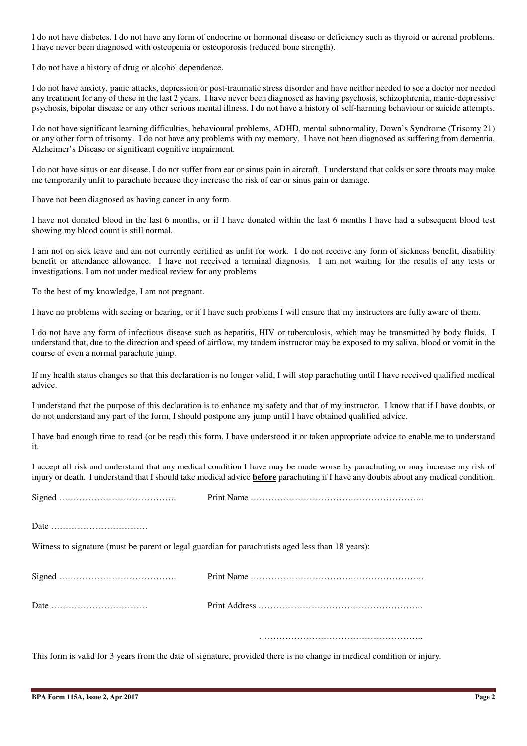I do not have diabetes. I do not have any form of endocrine or hormonal disease or deficiency such as thyroid or adrenal problems. I have never been diagnosed with osteopenia or osteoporosis (reduced bone strength).

I do not have a history of drug or alcohol dependence.

I do not have anxiety, panic attacks, depression or post-traumatic stress disorder and have neither needed to see a doctor nor needed any treatment for any of these in the last 2 years. I have never been diagnosed as having psychosis, schizophrenia, manic-depressive psychosis, bipolar disease or any other serious mental illness. I do not have a history of self-harming behaviour or suicide attempts.

I do not have significant learning difficulties, behavioural problems, ADHD, mental subnormality, Down's Syndrome (Trisomy 21) or any other form of trisomy. I do not have any problems with my memory. I have not been diagnosed as suffering from dementia, Alzheimer's Disease or significant cognitive impairment.

I do not have sinus or ear disease. I do not suffer from ear or sinus pain in aircraft. I understand that colds or sore throats may make me temporarily unfit to parachute because they increase the risk of ear or sinus pain or damage.

I have not been diagnosed as having cancer in any form.

I have not donated blood in the last 6 months, or if I have donated within the last 6 months I have had a subsequent blood test showing my blood count is still normal.

I am not on sick leave and am not currently certified as unfit for work. I do not receive any form of sickness benefit, disability benefit or attendance allowance. I have not received a terminal diagnosis. I am not waiting for the results of any tests or investigations. I am not under medical review for any problems

To the best of my knowledge, I am not pregnant.

I have no problems with seeing or hearing, or if I have such problems I will ensure that my instructors are fully aware of them.

I do not have any form of infectious disease such as hepatitis, HIV or tuberculosis, which may be transmitted by body fluids. I understand that, due to the direction and speed of airflow, my tandem instructor may be exposed to my saliva, blood or vomit in the course of even a normal parachute jump.

If my health status changes so that this declaration is no longer valid, I will stop parachuting until I have received qualified medical advice.

I understand that the purpose of this declaration is to enhance my safety and that of my instructor. I know that if I have doubts, or do not understand any part of the form, I should postpone any jump until I have obtained qualified advice.

I have had enough time to read (or be read) this form. I have understood it or taken appropriate advice to enable me to understand it.

I accept all risk and understand that any medical condition I have may be made worse by parachuting or may increase my risk of injury or death. I understand that I should take medical advice **before** parachuting if I have any doubts about any medical condition.

Signed …………………………………. Print Name …………………………………………………..

Date ……………………………

Witness to signature (must be parent or legal guardian for parachutists aged less than 18 years):

Signed …………………………………. Print Name …………………………………………………..

Date …………………………… Print Address ………………………………………………..

………………………………………………..

This form is valid for 3 years from the date of signature, provided there is no change in medical condition or injury.

**BPA Form 115A, Issue 2, Apr 2017**